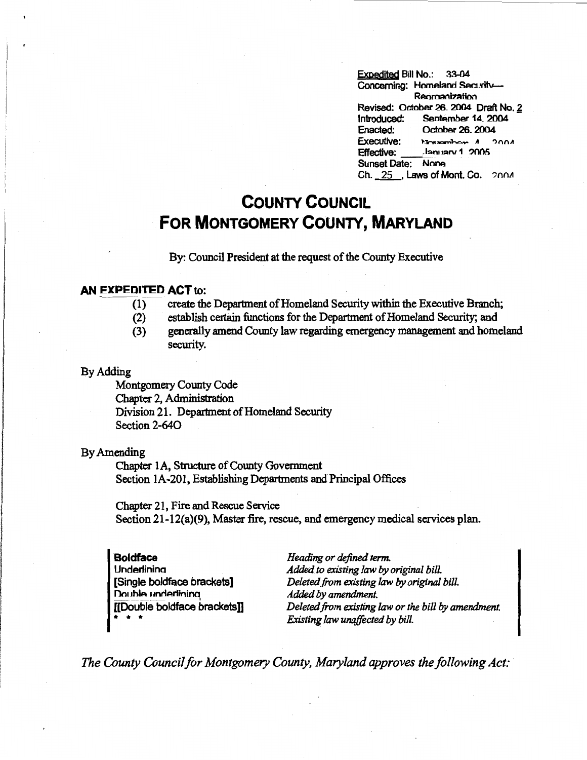Expedited Bill No.: 33-04
Concerning: Homeland Security— Reorganization
Revised: October 26, 2004 Draft No. 2
Introduced: September 14, 2004
Enacted: October 26, 2004
Executive: November 4, 2004
Effective: January 1, 2005
Sunset Date: None
Ch. 25, Laws of Mont. Co. 2004

# COUNTY COUNCIL FOR MONTGOMERY COUNTY, MARYLAND

By: Council President at the request of the County Executive

## AN EXPEDITED ACT to:

(1) create the Department of Homeland Security within the Executive Branch;
(2) establish certain functions for the Department of Homeland Security; and
(3) generally amend County law regarding emergency management and homeland security.

By Adding

Montgomery County Code
Chapter 2, Administration
Division 21. Department of Homeland Security
Section 2-64O

By Amending

Chapter 1A, Structure of County Government
Section 1A-201, Establishing Departments and Principal Offices

Chapter 21, Fire and Rescue Service
Section 21-12(a)(9), Master fire, rescue, and emergency medical services plan.

| | |
|---|---|
| **Boldface** | *Heading or defined term.* |
| Underlining | *Added to existing law by original bill.* |
| [Single boldface brackets] | *Deleted from existing law by original bill.* |
| Double underlining | *Added by amendment.* |
| [[Double boldface brackets]] | *Deleted from existing law or the bill by amendment.* |
| * * * | *Existing law unaffected by bill.* |

*The County Council for Montgomery County, Maryland approves the following Act:*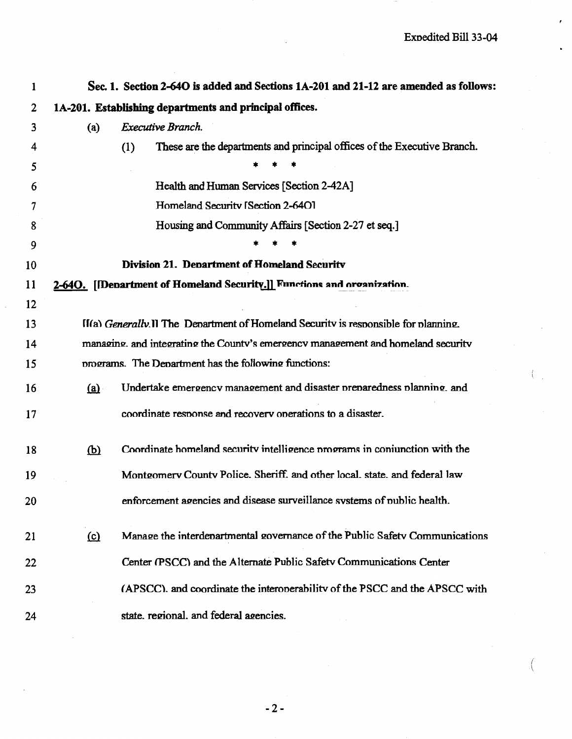**Sec. 1. Section 2-64O is added and Sections 1A-201 and 21-12 are amended as follows:**

**1A-201. Establishing departments and principal offices.**

(a) *Executive Branch.*

(1) These are the departments and principal offices of the Executive Branch.

\* \* \*

Health and Human Services [Section 2-42A]

Homeland Security [Section 2-64O]

Housing and Community Affairs [Section 2-27 et seq.]

\* \* \*

**Division 21. Department of Homeland Security**

**2-64O. [[Department of Homeland Security.]] Functions and organization.**

[[(a) *Generally.*]] The Department of Homeland Security is responsible for planning, managing, and integrating the County's emergency management and homeland security programs. The Department has the following functions:

(a) Undertake emergency management and disaster preparedness planning, and coordinate response and recovery operations to a disaster.

(b) Coordinate homeland security intelligence programs in conjunction with the Montgomery County Police, Sheriff, and other local, state, and federal law enforcement agencies and disease surveillance systems of public health.

(c) Manage the interdepartmental governance of the Public Safety Communications Center (PSCC) and the Alternate Public Safety Communications Center (APSCC), and coordinate the interoperability of the PSCC and the APSCC with state, regional, and federal agencies.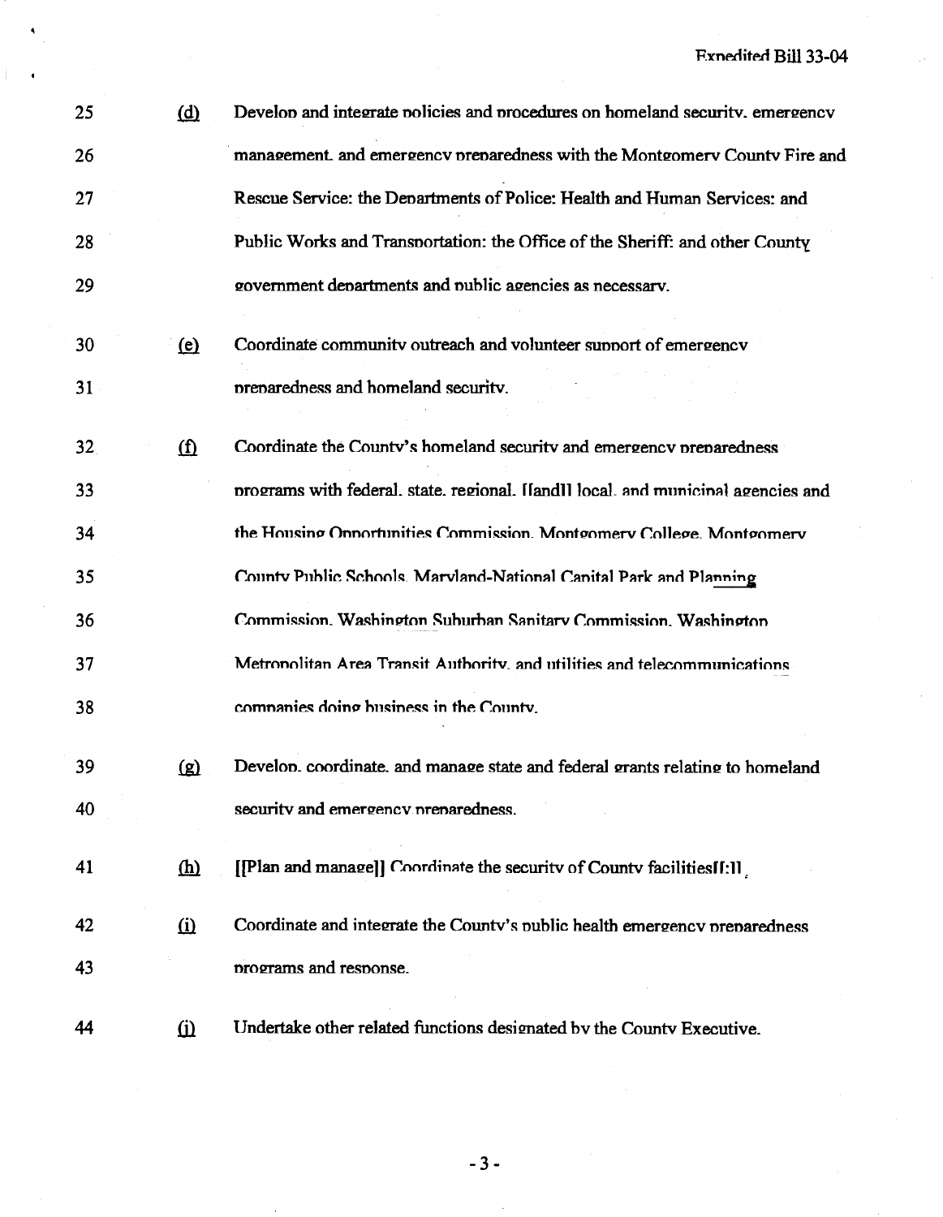25 (d) Develop and integrate policies and procedures on homeland security, emergency

26 management, and emergency preparedness with the Montgomery County Fire and

27 Rescue Service; the Departments of Police; Health and Human Services; and

28 Public Works and Transportation; the Office of the Sheriff; and other County

29 government departments and public agencies as necessary.

30 (e) Coordinate community outreach and volunteer support of emergency

31 preparedness and homeland security.

32 (f) Coordinate the County's homeland security and emergency preparedness

33 programs with federal, state, regional, [[and]] local, and municipal agencies and

34 the Housing Opportunities Commission, Montgomery College, Montgomery

35 County Public Schools, Maryland-National Capital Park and Planning

36 Commission, Washington Suburban Sanitary Commission, Washington

37 Metropolitan Area Transit Authority, and utilities and telecommunications

38 companies doing business in the County.

39 (g) Develop, coordinate, and manage state and federal grants relating to homeland

40 security and emergency preparedness.

41 (h) [[Plan and manage]] Coordinate the security of County facilities[[;]].

42 (i) Coordinate and integrate the County's public health emergency preparedness

43 programs and response.

44 (j) Undertake other related functions designated by the County Executive.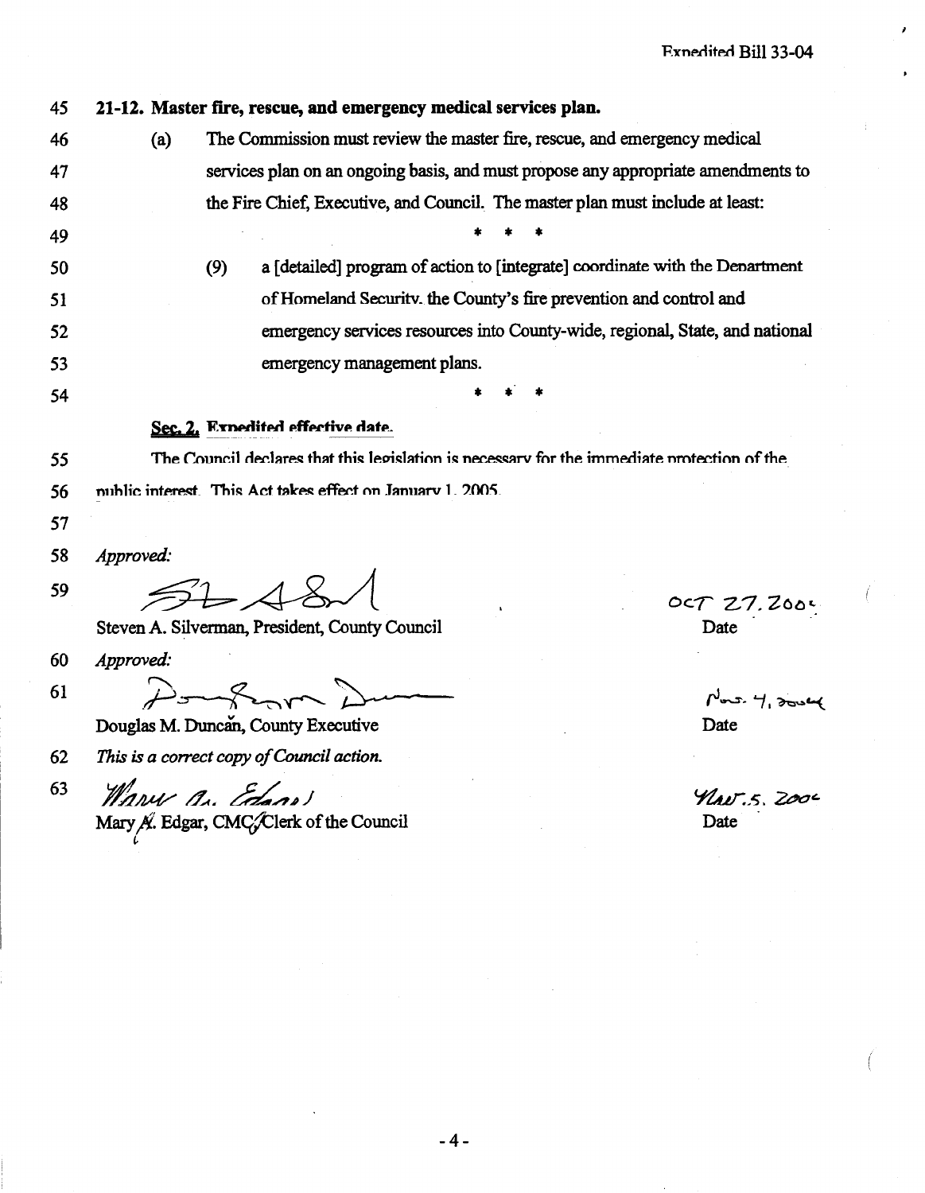45 **21-12. Master fire, rescue, and emergency medical services plan.**

46 (a) The Commission must review the master fire, rescue, and emergency medical
47 services plan on an ongoing basis, and must propose any appropriate amendments to
48 the Fire Chief, Executive, and Council. The master plan must include at least:

49 * * *

50 (9) a [detailed] program of action to [integrate] coordinate with the Department
51 of Homeland Security, the County's fire prevention and control and
52 emergency services resources into County-wide, regional, State, and national
53 emergency management plans.

54 * * *

__Sec. 2. Expedited effective date.__

55 The Council declares that this legislation is necessary for the immediate protection of the
56 public interest. This Act takes effect on January 1, 2005.

57

58 *Approved:*

59 [signature] OCT 27, 2004

Steven A. Silverman, President, County Council Date

60 *Approved:*

61 [signature] Nov. 4, 2004

Douglas M. Duncan, County Executive Date

62 *This is a correct copy of Council action.*

63 [signature] Nov. 5, 2004

Mary A. Edgar, CMC, Clerk of the Council Date